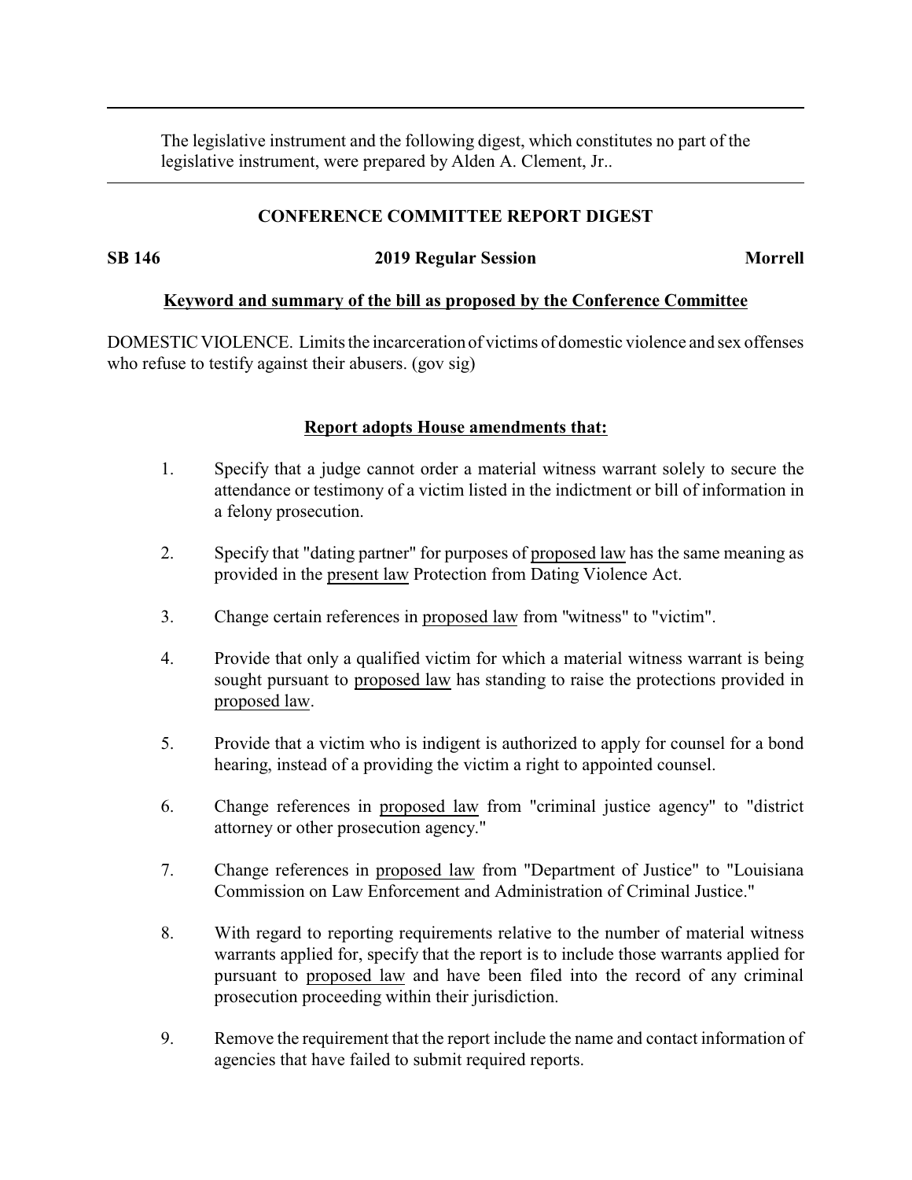The legislative instrument and the following digest, which constitutes no part of the legislative instrument, were prepared by Alden A. Clement, Jr..

---

**CONFERENCE COMMITTEE REPORT DIGEST**

**SB 146** **2019 Regular Session** **Morrell**

**Keyword and summary of the bill as proposed by the Conference Committee**

DOMESTIC VIOLENCE. Limits the incarceration of victims of domestic violence and sex offenses who refuse to testify against their abusers. (gov sig)

**Report adopts House amendments that:**

1. Specify that a judge cannot order a material witness warrant solely to secure the attendance or testimony of a victim listed in the indictment or bill of information in a felony prosecution.
2. Specify that "dating partner" for purposes of proposed law has the same meaning as provided in the present law Protection from Dating Violence Act.
3. Change certain references in proposed law from "witness" to "victim".
4. Provide that only a qualified victim for which a material witness warrant is being sought pursuant to proposed law has standing to raise the protections provided in proposed law.
5. Provide that a victim who is indigent is authorized to apply for counsel for a bond hearing, instead of a providing the victim a right to appointed counsel.
6. Change references in proposed law from "criminal justice agency" to "district attorney or other prosecution agency."
7. Change references in proposed law from "Department of Justice" to "Louisiana Commission on Law Enforcement and Administration of Criminal Justice."
8. With regard to reporting requirements relative to the number of material witness warrants applied for, specify that the report is to include those warrants applied for pursuant to proposed law and have been filed into the record of any criminal prosecution proceeding within their jurisdiction.
9. Remove the requirement that the report include the name and contact information of agencies that have failed to submit required reports.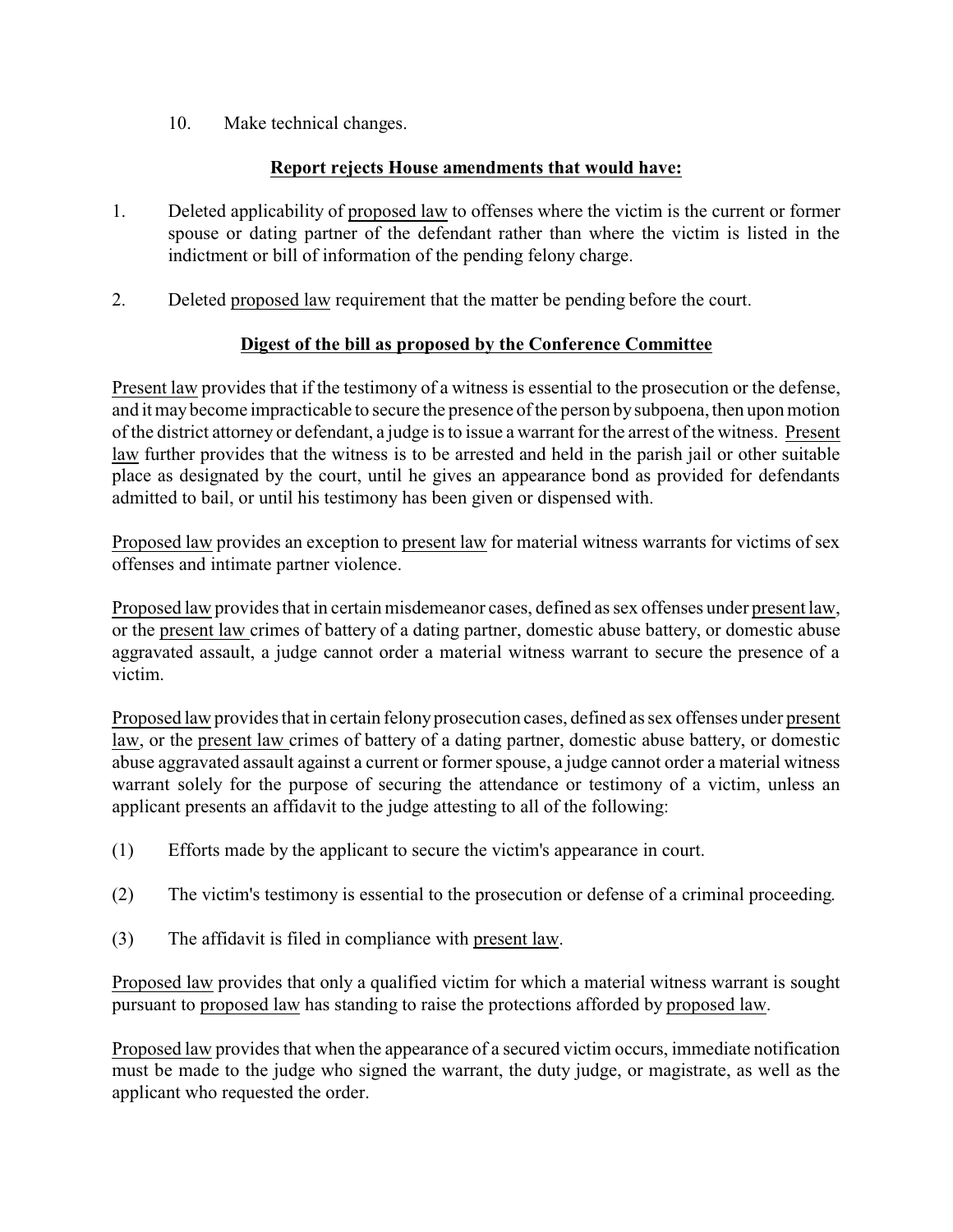10. Make technical changes.

**Report rejects House amendments that would have:**

1. Deleted applicability of proposed law to offenses where the victim is the current or former spouse or dating partner of the defendant rather than where the victim is listed in the indictment or bill of information of the pending felony charge.

2. Deleted proposed law requirement that the matter be pending before the court.

**Digest of the bill as proposed by the Conference Committee**

Present law provides that if the testimony of a witness is essential to the prosecution or the defense, and it may become impracticable to secure the presence of the person by subpoena, then upon motion of the district attorney or defendant, a judge is to issue a warrant for the arrest of the witness. Present law further provides that the witness is to be arrested and held in the parish jail or other suitable place as designated by the court, until he gives an appearance bond as provided for defendants admitted to bail, or until his testimony has been given or dispensed with.

Proposed law provides an exception to present law for material witness warrants for victims of sex offenses and intimate partner violence.

Proposed law provides that in certain misdemeanor cases, defined as sex offenses under present law, or the present law crimes of battery of a dating partner, domestic abuse battery, or domestic abuse aggravated assault, a judge cannot order a material witness warrant to secure the presence of a victim.

Proposed law provides that in certain felony prosecution cases, defined as sex offenses under present law, or the present law crimes of battery of a dating partner, domestic abuse battery, or domestic abuse aggravated assault against a current or former spouse, a judge cannot order a material witness warrant solely for the purpose of securing the attendance or testimony of a victim, unless an applicant presents an affidavit to the judge attesting to all of the following:

(1) Efforts made by the applicant to secure the victim's appearance in court.

(2) The victim's testimony is essential to the prosecution or defense of a criminal proceeding.

(3) The affidavit is filed in compliance with present law.

Proposed law provides that only a qualified victim for which a material witness warrant is sought pursuant to proposed law has standing to raise the protections afforded by proposed law.

Proposed law provides that when the appearance of a secured victim occurs, immediate notification must be made to the judge who signed the warrant, the duty judge, or magistrate, as well as the applicant who requested the order.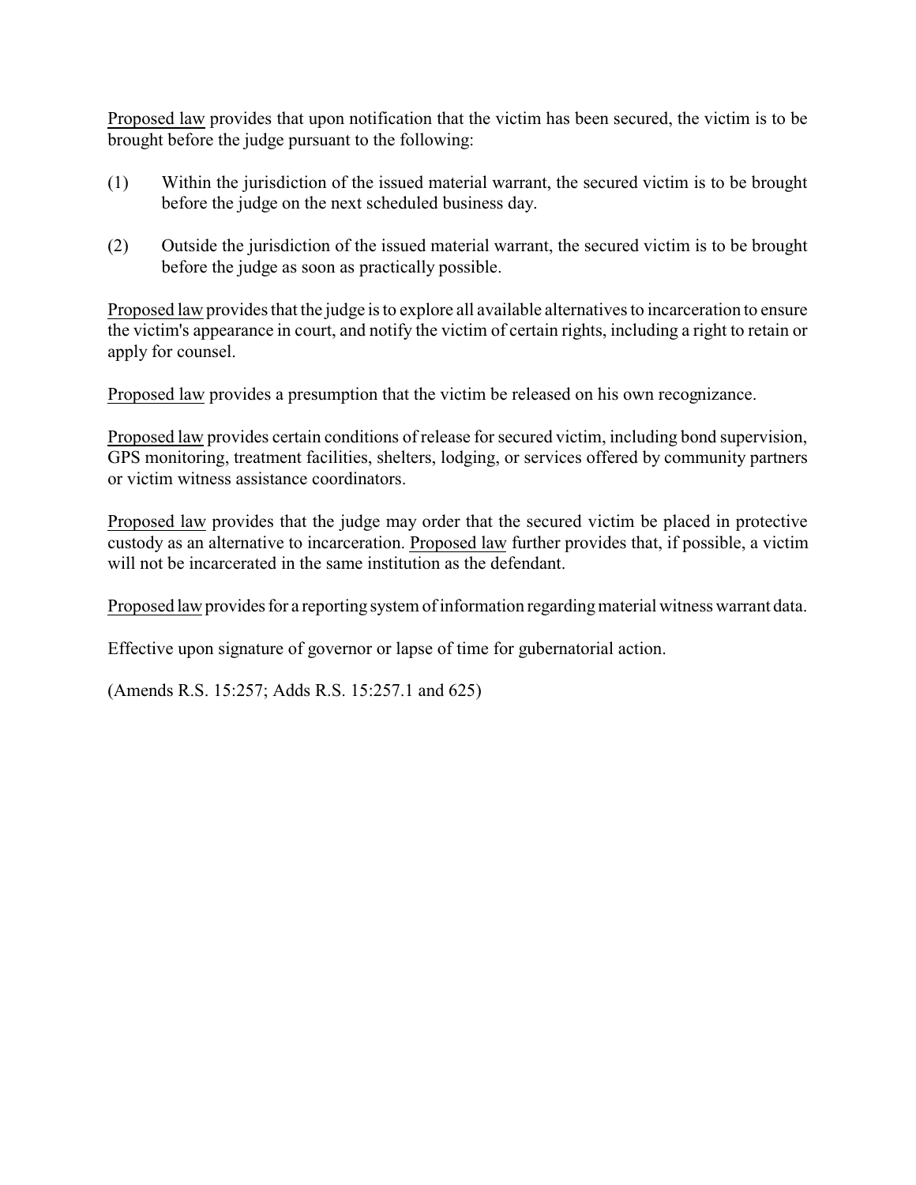Proposed law provides that upon notification that the victim has been secured, the victim is to be brought before the judge pursuant to the following:

(1) Within the jurisdiction of the issued material warrant, the secured victim is to be brought before the judge on the next scheduled business day.

(2) Outside the jurisdiction of the issued material warrant, the secured victim is to be brought before the judge as soon as practically possible.

Proposed law provides that the judge is to explore all available alternatives to incarceration to ensure the victim's appearance in court, and notify the victim of certain rights, including a right to retain or apply for counsel.

Proposed law provides a presumption that the victim be released on his own recognizance.

Proposed law provides certain conditions of release for secured victim, including bond supervision, GPS monitoring, treatment facilities, shelters, lodging, or services offered by community partners or victim witness assistance coordinators.

Proposed law provides that the judge may order that the secured victim be placed in protective custody as an alternative to incarceration. Proposed law further provides that, if possible, a victim will not be incarcerated in the same institution as the defendant.

Proposed law provides for a reporting system of information regarding material witness warrant data.

Effective upon signature of governor or lapse of time for gubernatorial action.

(Amends R.S. 15:257; Adds R.S. 15:257.1 and 625)